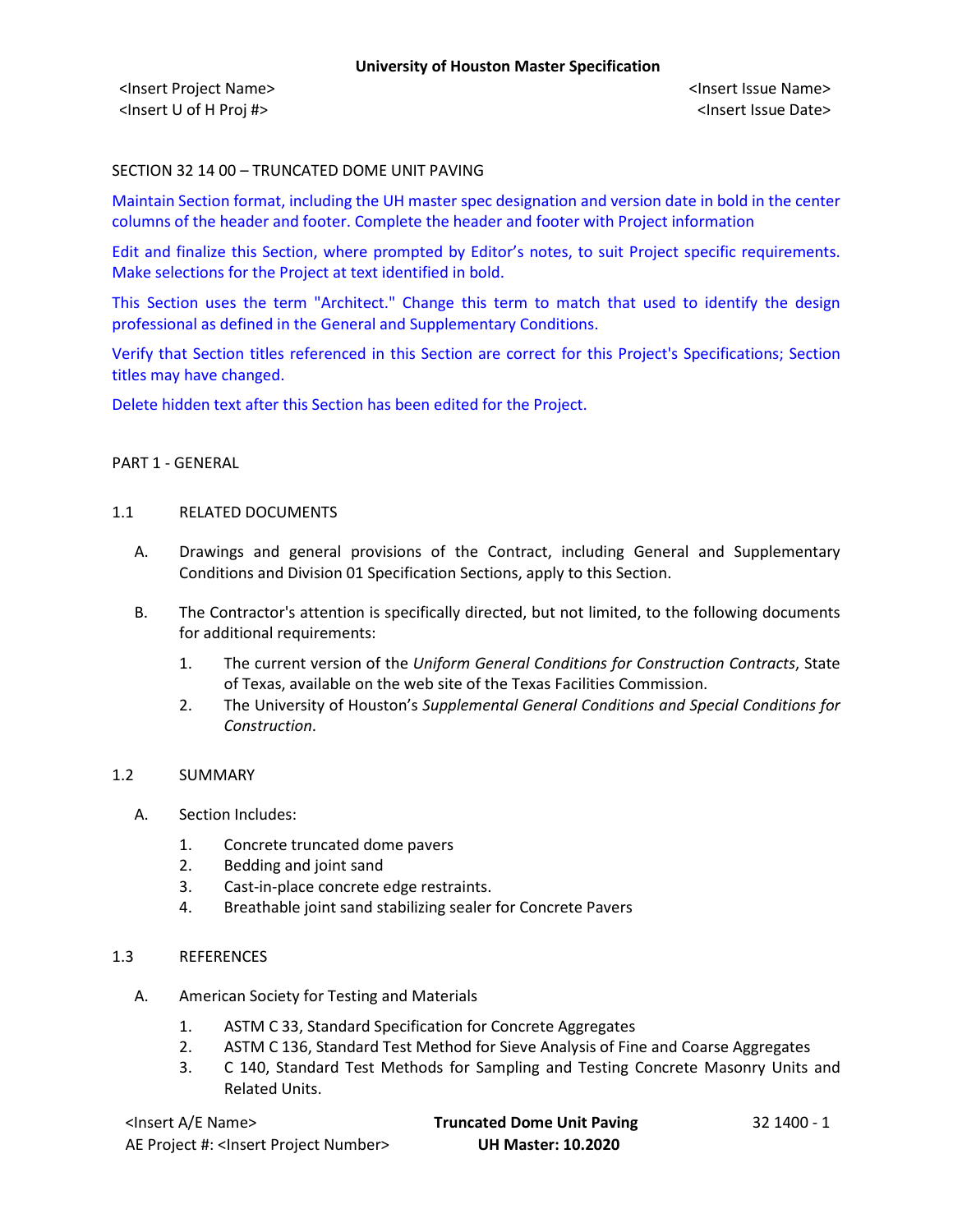SECTION 32 14 00 – TRUNCATED DOME UNIT PAVING

Maintain Section format, including the UH master spec designation and version date in bold in the center columns of the header and footer. Complete the header and footer with Project information

Edit and finalize this Section, where prompted by Editor's notes, to suit Project specific requirements. Make selections for the Project at text identified in bold.

This Section uses the term "Architect." Change this term to match that used to identify the design professional as defined in the General and Supplementary Conditions.

Verify that Section titles referenced in this Section are correct for this Project's Specifications; Section titles may have changed.

Delete hidden text after this Section has been edited for the Project.

## PART 1 - GENERAL

### 1.1 RELATED DOCUMENTS

A. Drawings and general provisions of the Contract, including General and Supplementary Conditions and Division 01 Specification Sections, apply to this Section.

B. The Contractor's attention is specifically directed, but not limited, to the following documents for additional requirements:

1. The current version of the *Uniform General Conditions for Construction Contracts*, State of Texas, available on the web site of the Texas Facilities Commission.
2. The University of Houston's *Supplemental General Conditions and Special Conditions for Construction*.

### 1.2 SUMMARY

A. Section Includes:

1. Concrete truncated dome pavers
2. Bedding and joint sand
3. Cast-in-place concrete edge restraints.
4. Breathable joint sand stabilizing sealer for Concrete Pavers

### 1.3 REFERENCES

A. American Society for Testing and Materials

1. ASTM C 33, Standard Specification for Concrete Aggregates
2. ASTM C 136, Standard Test Method for Sieve Analysis of Fine and Coarse Aggregates
3. C 140, Standard Test Methods for Sampling and Testing Concrete Masonry Units and Related Units.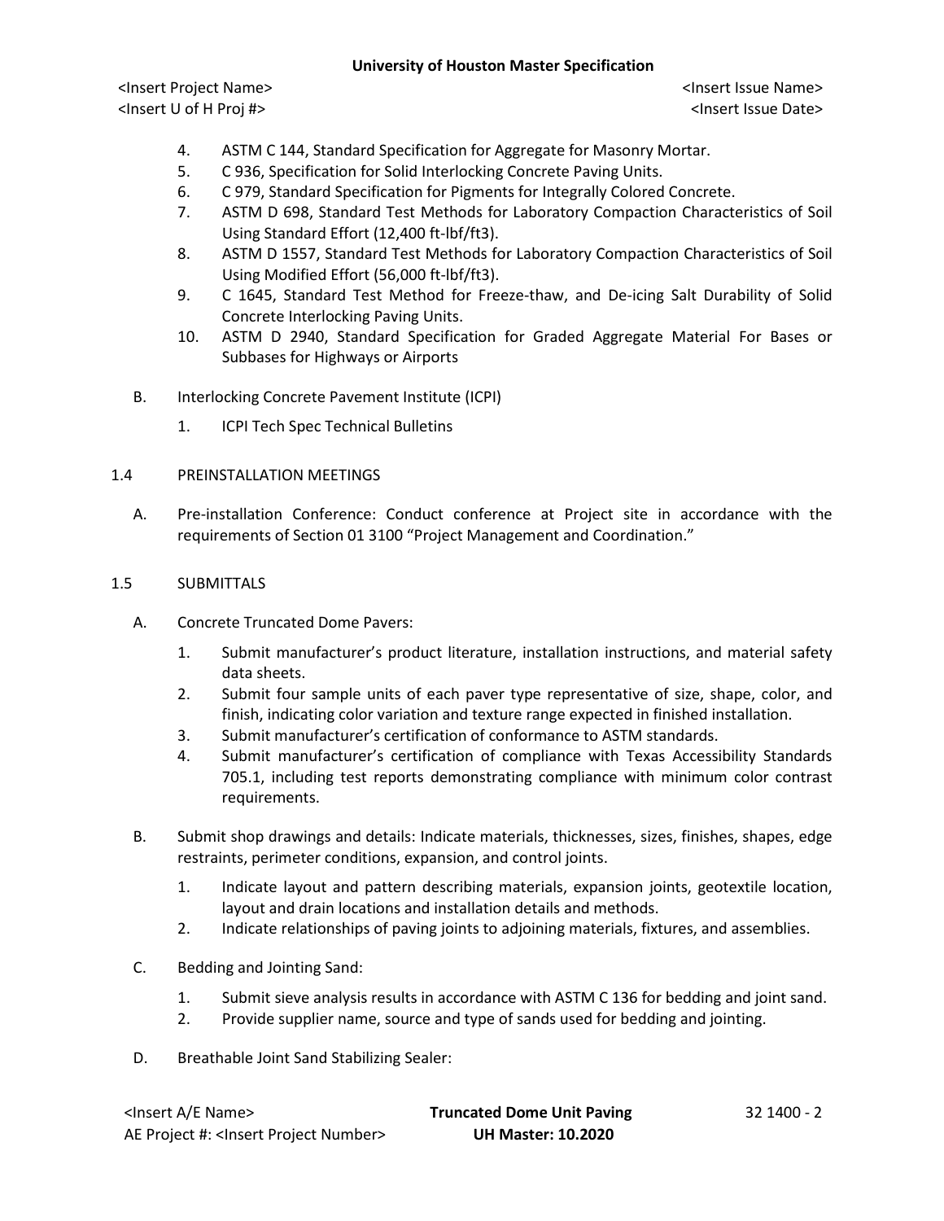4. ASTM C 144, Standard Specification for Aggregate for Masonry Mortar.
5. C 936, Specification for Solid Interlocking Concrete Paving Units.
6. C 979, Standard Specification for Pigments for Integrally Colored Concrete.
7. ASTM D 698, Standard Test Methods for Laboratory Compaction Characteristics of Soil Using Standard Effort (12,400 ft-lbf/ft3).
8. ASTM D 1557, Standard Test Methods for Laboratory Compaction Characteristics of Soil Using Modified Effort (56,000 ft-lbf/ft3).
9. C 1645, Standard Test Method for Freeze-thaw, and De-icing Salt Durability of Solid Concrete Interlocking Paving Units.
10. ASTM D 2940, Standard Specification for Graded Aggregate Material For Bases or Subbases for Highways or Airports

B. Interlocking Concrete Pavement Institute (ICPI)

1. ICPI Tech Spec Technical Bulletins

## 1.4 PREINSTALLATION MEETINGS

A. Pre-installation Conference: Conduct conference at Project site in accordance with the requirements of Section 01 3100 "Project Management and Coordination."

## 1.5 SUBMITTALS

A. Concrete Truncated Dome Pavers:

1. Submit manufacturer's product literature, installation instructions, and material safety data sheets.
2. Submit four sample units of each paver type representative of size, shape, color, and finish, indicating color variation and texture range expected in finished installation.
3. Submit manufacturer's certification of conformance to ASTM standards.
4. Submit manufacturer's certification of compliance with Texas Accessibility Standards 705.1, including test reports demonstrating compliance with minimum color contrast requirements.

B. Submit shop drawings and details: Indicate materials, thicknesses, sizes, finishes, shapes, edge restraints, perimeter conditions, expansion, and control joints.

1. Indicate layout and pattern describing materials, expansion joints, geotextile location, layout and drain locations and installation details and methods.
2. Indicate relationships of paving joints to adjoining materials, fixtures, and assemblies.

C. Bedding and Jointing Sand:

1. Submit sieve analysis results in accordance with ASTM C 136 for bedding and joint sand.
2. Provide supplier name, source and type of sands used for bedding and jointing.

D. Breathable Joint Sand Stabilizing Sealer: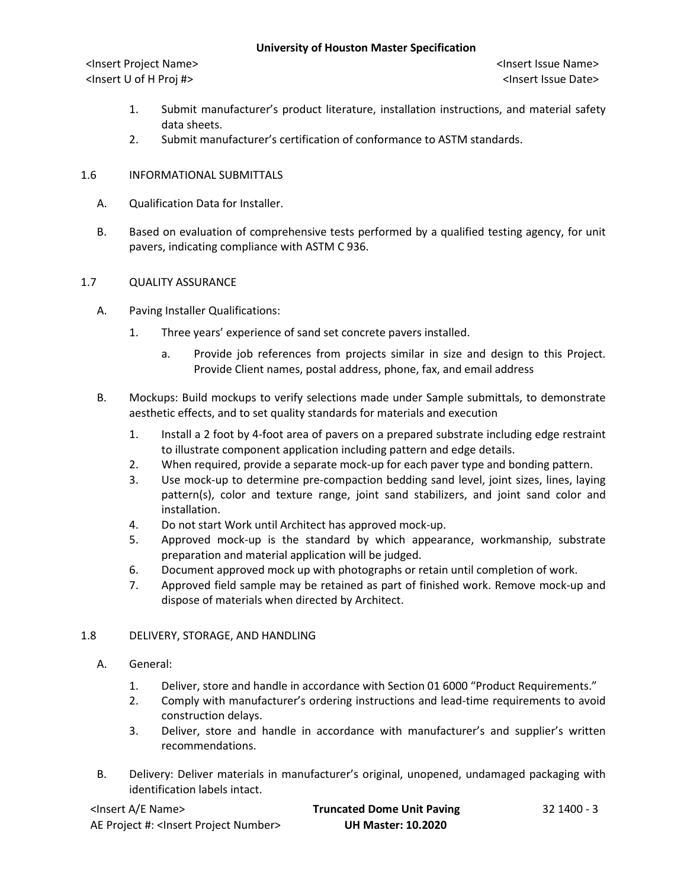1. Submit manufacturer's product literature, installation instructions, and material safety data sheets.
2. Submit manufacturer's certification of conformance to ASTM standards.

## 1.6 INFORMATIONAL SUBMITTALS

A. Qualification Data for Installer.

B. Based on evaluation of comprehensive tests performed by a qualified testing agency, for unit pavers, indicating compliance with ASTM C 936.

## 1.7 QUALITY ASSURANCE

A. Paving Installer Qualifications:

1. Three years' experience of sand set concrete pavers installed.
   a. Provide job references from projects similar in size and design to this Project. Provide Client names, postal address, phone, fax, and email address

B. Mockups: Build mockups to verify selections made under Sample submittals, to demonstrate aesthetic effects, and to set quality standards for materials and execution

1. Install a 2 foot by 4-foot area of pavers on a prepared substrate including edge restraint to illustrate component application including pattern and edge details.
2. When required, provide a separate mock-up for each paver type and bonding pattern.
3. Use mock-up to determine pre-compaction bedding sand level, joint sizes, lines, laying pattern(s), color and texture range, joint sand stabilizers, and joint sand color and installation.
4. Do not start Work until Architect has approved mock-up.
5. Approved mock-up is the standard by which appearance, workmanship, substrate preparation and material application will be judged.
6. Document approved mock up with photographs or retain until completion of work.
7. Approved field sample may be retained as part of finished work. Remove mock-up and dispose of materials when directed by Architect.

## 1.8 DELIVERY, STORAGE, AND HANDLING

A. General:

1. Deliver, store and handle in accordance with Section 01 6000 "Product Requirements."
2. Comply with manufacturer's ordering instructions and lead-time requirements to avoid construction delays.
3. Deliver, store and handle in accordance with manufacturer's and supplier's written recommendations.

B. Delivery: Deliver materials in manufacturer's original, unopened, undamaged packaging with identification labels intact.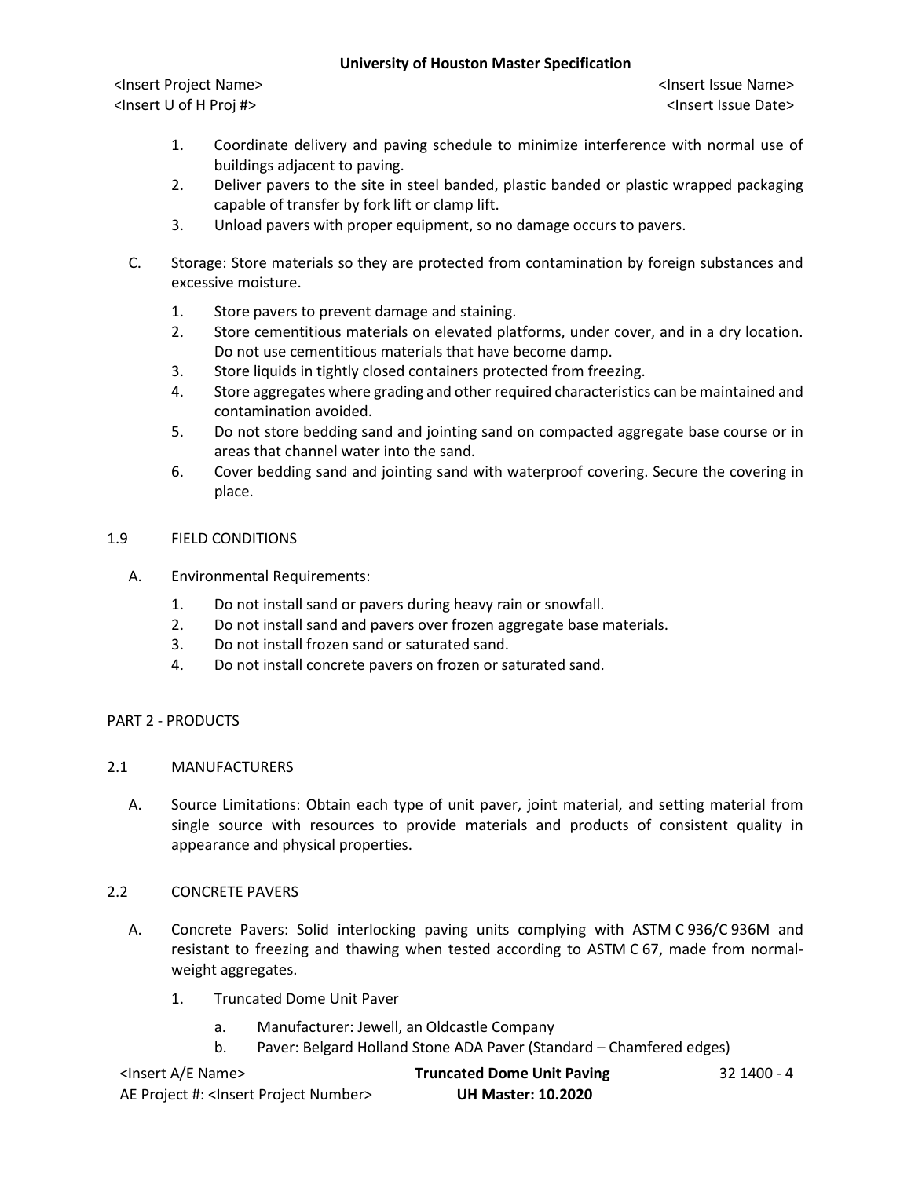1. Coordinate delivery and paving schedule to minimize interference with normal use of buildings adjacent to paving.
2. Deliver pavers to the site in steel banded, plastic banded or plastic wrapped packaging capable of transfer by fork lift or clamp lift.
3. Unload pavers with proper equipment, so no damage occurs to pavers.

C. Storage: Store materials so they are protected from contamination by foreign substances and excessive moisture.

1. Store pavers to prevent damage and staining.
2. Store cementitious materials on elevated platforms, under cover, and in a dry location. Do not use cementitious materials that have become damp.
3. Store liquids in tightly closed containers protected from freezing.
4. Store aggregates where grading and other required characteristics can be maintained and contamination avoided.
5. Do not store bedding sand and jointing sand on compacted aggregate base course or in areas that channel water into the sand.
6. Cover bedding sand and jointing sand with waterproof covering. Secure the covering in place.

## 1.9 FIELD CONDITIONS

A. Environmental Requirements:

1. Do not install sand or pavers during heavy rain or snowfall.
2. Do not install sand and pavers over frozen aggregate base materials.
3. Do not install frozen sand or saturated sand.
4. Do not install concrete pavers on frozen or saturated sand.

# PART 2 - PRODUCTS

## 2.1 MANUFACTURERS

A. Source Limitations: Obtain each type of unit paver, joint material, and setting material from single source with resources to provide materials and products of consistent quality in appearance and physical properties.

## 2.2 CONCRETE PAVERS

A. Concrete Pavers: Solid interlocking paving units complying with ASTM C 936/C 936M and resistant to freezing and thawing when tested according to ASTM C 67, made from normal-weight aggregates.

1. Truncated Dome Unit Paver

   a. Manufacturer: Jewell, an Oldcastle Company
   b. Paver: Belgard Holland Stone ADA Paver (Standard – Chamfered edges)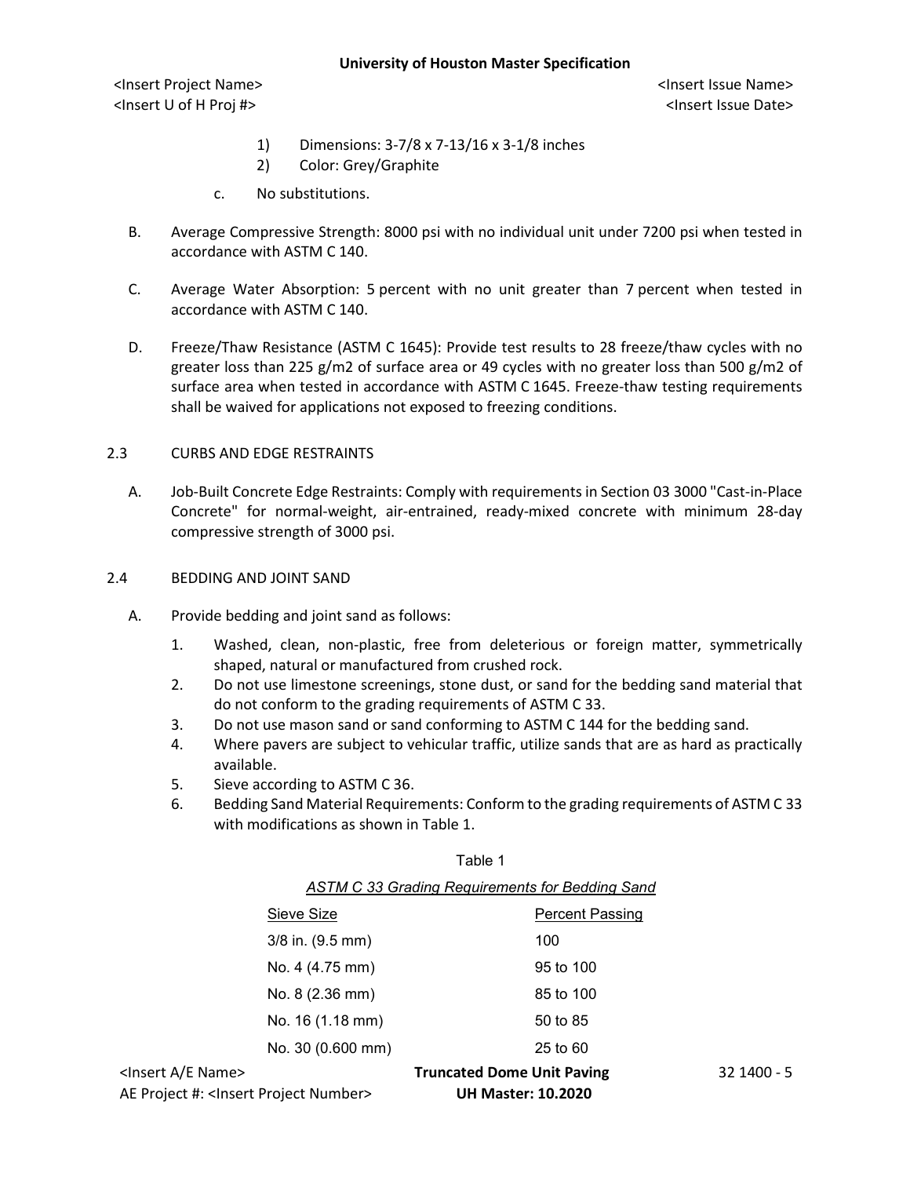1) Dimensions: 3-7/8 x 7-13/16 x 3-1/8 inches
2) Color: Grey/Graphite

c. No substitutions.

B. Average Compressive Strength: 8000 psi with no individual unit under 7200 psi when tested in accordance with ASTM C 140.

C. Average Water Absorption: 5 percent with no unit greater than 7 percent when tested in accordance with ASTM C 140.

D. Freeze/Thaw Resistance (ASTM C 1645): Provide test results to 28 freeze/thaw cycles with no greater loss than 225 g/m2 of surface area or 49 cycles with no greater loss than 500 g/m2 of surface area when tested in accordance with ASTM C 1645. Freeze-thaw testing requirements shall be waived for applications not exposed to freezing conditions.

## 2.3 CURBS AND EDGE RESTRAINTS

A. Job-Built Concrete Edge Restraints: Comply with requirements in Section 03 3000 "Cast-in-Place Concrete" for normal-weight, air-entrained, ready-mixed concrete with minimum 28-day compressive strength of 3000 psi.

## 2.4 BEDDING AND JOINT SAND

A. Provide bedding and joint sand as follows:

1. Washed, clean, non-plastic, free from deleterious or foreign matter, symmetrically shaped, natural or manufactured from crushed rock.
2. Do not use limestone screenings, stone dust, or sand for the bedding sand material that do not conform to the grading requirements of ASTM C 33.
3. Do not use mason sand or sand conforming to ASTM C 144 for the bedding sand.
4. Where pavers are subject to vehicular traffic, utilize sands that are as hard as practically available.
5. Sieve according to ASTM C 36.
6. Bedding Sand Material Requirements: Conform to the grading requirements of ASTM C 33 with modifications as shown in Table 1.

Table 1

*ASTM C 33 Grading Requirements for Bedding Sand*

| Sieve Size | Percent Passing |
|---|---|
| 3/8 in. (9.5 mm) | 100 |
| No. 4 (4.75 mm) | 95 to 100 |
| No. 8 (2.36 mm) | 85 to 100 |
| No. 16 (1.18 mm) | 50 to 85 |
| No. 30 (0.600 mm) | 25 to 60 |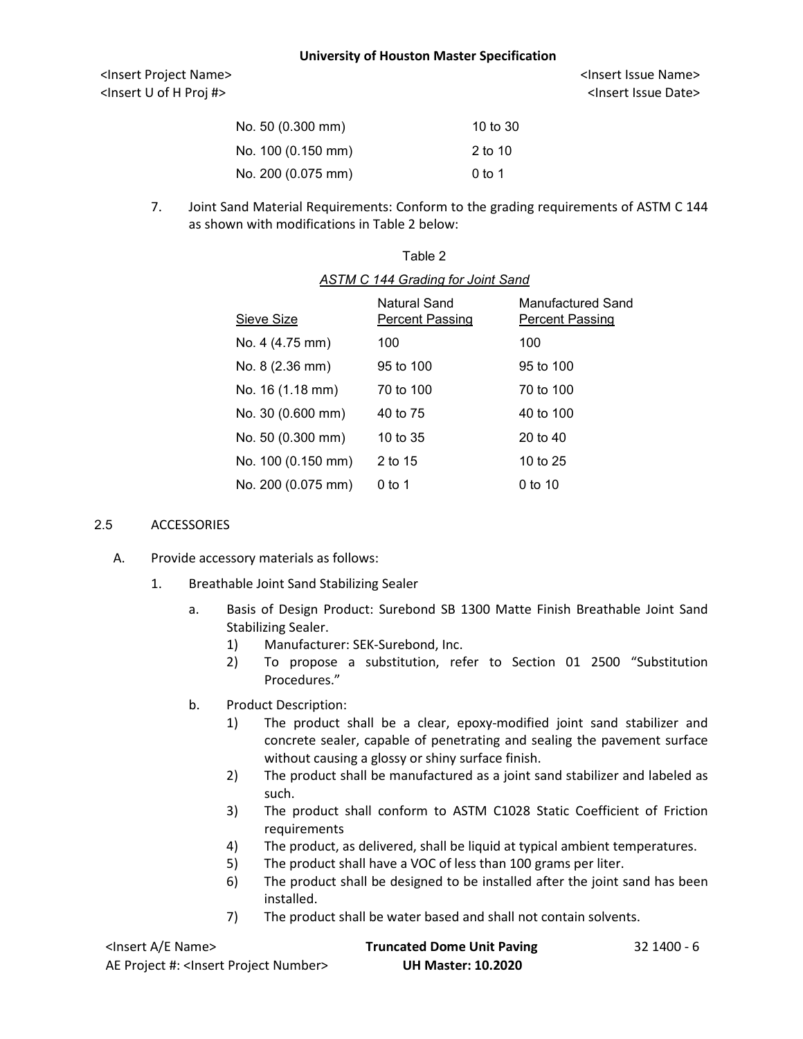| No. 50 (0.300 mm) | 10 to 30 |
| --- | --- |
| No. 100 (0.150 mm) | 2 to 10 |
| No. 200 (0.075 mm) | 0 to 1 |

7. Joint Sand Material Requirements: Conform to the grading requirements of ASTM C 144 as shown with modifications in Table 2 below:

Table 2

*ASTM C 144 Grading for Joint Sand*

| Sieve Size | Natural Sand Percent Passing | Manufactured Sand Percent Passing |
| --- | --- | --- |
| No. 4 (4.75 mm) | 100 | 100 |
| No. 8 (2.36 mm) | 95 to 100 | 95 to 100 |
| No. 16 (1.18 mm) | 70 to 100 | 70 to 100 |
| No. 30 (0.600 mm) | 40 to 75 | 40 to 100 |
| No. 50 (0.300 mm) | 10 to 35 | 20 to 40 |
| No. 100 (0.150 mm) | 2 to 15 | 10 to 25 |
| No. 200 (0.075 mm) | 0 to 1 | 0 to 10 |

## 2.5 ACCESSORIES

A. Provide accessory materials as follows:

1. Breathable Joint Sand Stabilizing Sealer
   a. Basis of Design Product: Surebond SB 1300 Matte Finish Breathable Joint Sand Stabilizing Sealer.
      1) Manufacturer: SEK-Surebond, Inc.
      2) To propose a substitution, refer to Section 01 2500 "Substitution Procedures."
   b. Product Description:
      1) The product shall be a clear, epoxy-modified joint sand stabilizer and concrete sealer, capable of penetrating and sealing the pavement surface without causing a glossy or shiny surface finish.
      2) The product shall be manufactured as a joint sand stabilizer and labeled as such.
      3) The product shall conform to ASTM C1028 Static Coefficient of Friction requirements
      4) The product, as delivered, shall be liquid at typical ambient temperatures.
      5) The product shall have a VOC of less than 100 grams per liter.
      6) The product shall be designed to be installed after the joint sand has been installed.
      7) The product shall be water based and shall not contain solvents.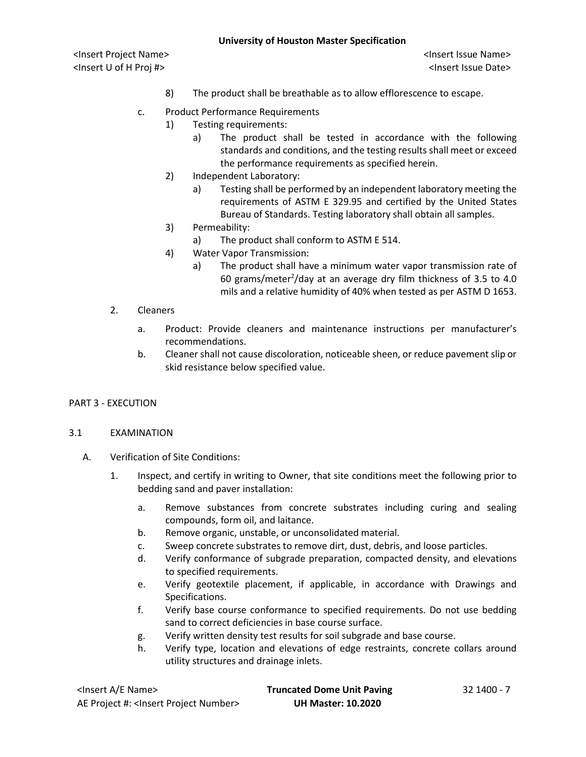8) The product shall be breathable as to allow efflorescence to escape.

c. Product Performance Requirements
   1) Testing requirements:
      a) The product shall be tested in accordance with the following standards and conditions, and the testing results shall meet or exceed the performance requirements as specified herein.
   2) Independent Laboratory:
      a) Testing shall be performed by an independent laboratory meeting the requirements of ASTM E 329.95 and certified by the United States Bureau of Standards. Testing laboratory shall obtain all samples.
   3) Permeability:
      a) The product shall conform to ASTM E 514.
   4) Water Vapor Transmission:
      a) The product shall have a minimum water vapor transmission rate of 60 grams/meter$^2$/day at an average dry film thickness of 3.5 to 4.0 mils and a relative humidity of 40% when tested as per ASTM D 1653.

2. Cleaners
   a. Product: Provide cleaners and maintenance instructions per manufacturer's recommendations.
   b. Cleaner shall not cause discoloration, noticeable sheen, or reduce pavement slip or skid resistance below specified value.

## PART 3 - EXECUTION

### 3.1 EXAMINATION

A. Verification of Site Conditions:

   1. Inspect, and certify in writing to Owner, that site conditions meet the following prior to bedding sand and paver installation:
      a. Remove substances from concrete substrates including curing and sealing compounds, form oil, and laitance.
      b. Remove organic, unstable, or unconsolidated material.
      c. Sweep concrete substrates to remove dirt, dust, debris, and loose particles.
      d. Verify conformance of subgrade preparation, compacted density, and elevations to specified requirements.
      e. Verify geotextile placement, if applicable, in accordance with Drawings and Specifications.
      f. Verify base course conformance to specified requirements. Do not use bedding sand to correct deficiencies in base course surface.
      g. Verify written density test results for soil subgrade and base course.
      h. Verify type, location and elevations of edge restraints, concrete collars around utility structures and drainage inlets.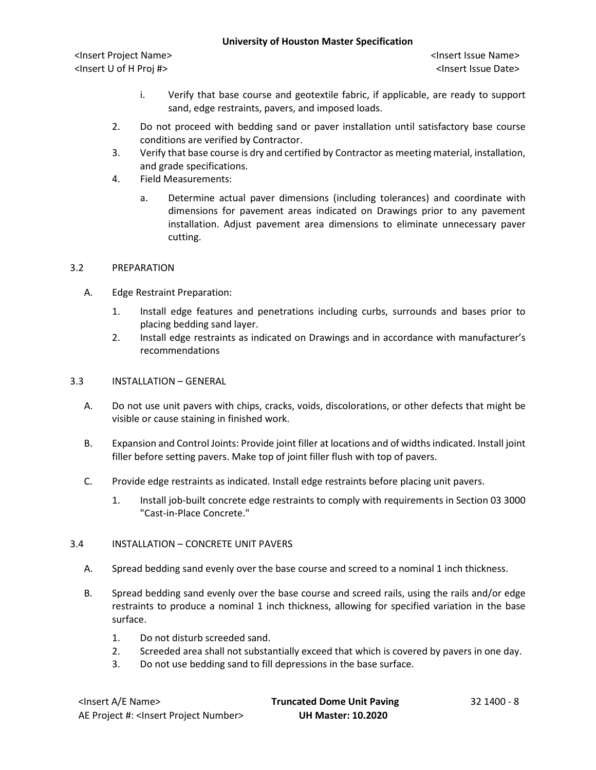i. Verify that base course and geotextile fabric, if applicable, are ready to support sand, edge restraints, pavers, and imposed loads.

2. Do not proceed with bedding sand or paver installation until satisfactory base course conditions are verified by Contractor.
3. Verify that base course is dry and certified by Contractor as meeting material, installation, and grade specifications.
4. Field Measurements:

   a. Determine actual paver dimensions (including tolerances) and coordinate with dimensions for pavement areas indicated on Drawings prior to any pavement installation. Adjust pavement area dimensions to eliminate unnecessary paver cutting.

## 3.2 PREPARATION

A. Edge Restraint Preparation:

1. Install edge features and penetrations including curbs, surrounds and bases prior to placing bedding sand layer.
2. Install edge restraints as indicated on Drawings and in accordance with manufacturer's recommendations

## 3.3 INSTALLATION – GENERAL

A. Do not use unit pavers with chips, cracks, voids, discolorations, or other defects that might be visible or cause staining in finished work.

B. Expansion and Control Joints: Provide joint filler at locations and of widths indicated. Install joint filler before setting pavers. Make top of joint filler flush with top of pavers.

C. Provide edge restraints as indicated. Install edge restraints before placing unit pavers.

1. Install job-built concrete edge restraints to comply with requirements in Section 03 3000 "Cast-in-Place Concrete."

## 3.4 INSTALLATION – CONCRETE UNIT PAVERS

A. Spread bedding sand evenly over the base course and screed to a nominal 1 inch thickness.

B. Spread bedding sand evenly over the base course and screed rails, using the rails and/or edge restraints to produce a nominal 1 inch thickness, allowing for specified variation in the base surface.

1. Do not disturb screeded sand.
2. Screeded area shall not substantially exceed that which is covered by pavers in one day.
3. Do not use bedding sand to fill depressions in the base surface.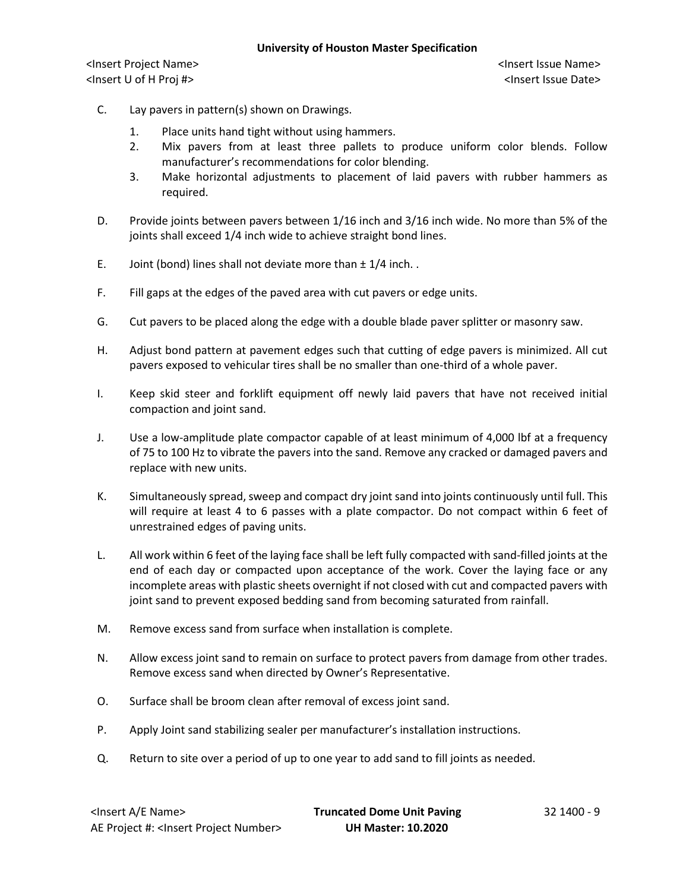C. Lay pavers in pattern(s) shown on Drawings.

   1. Place units hand tight without using hammers.
   2. Mix pavers from at least three pallets to produce uniform color blends. Follow manufacturer's recommendations for color blending.
   3. Make horizontal adjustments to placement of laid pavers with rubber hammers as required.

D. Provide joints between pavers between 1/16 inch and 3/16 inch wide. No more than 5% of the joints shall exceed 1/4 inch wide to achieve straight bond lines.

E. Joint (bond) lines shall not deviate more than ± 1/4 inch. .

F. Fill gaps at the edges of the paved area with cut pavers or edge units.

G. Cut pavers to be placed along the edge with a double blade paver splitter or masonry saw.

H. Adjust bond pattern at pavement edges such that cutting of edge pavers is minimized. All cut pavers exposed to vehicular tires shall be no smaller than one-third of a whole paver.

I. Keep skid steer and forklift equipment off newly laid pavers that have not received initial compaction and joint sand.

J. Use a low-amplitude plate compactor capable of at least minimum of 4,000 lbf at a frequency of 75 to 100 Hz to vibrate the pavers into the sand. Remove any cracked or damaged pavers and replace with new units.

K. Simultaneously spread, sweep and compact dry joint sand into joints continuously until full. This will require at least 4 to 6 passes with a plate compactor. Do not compact within 6 feet of unrestrained edges of paving units.

L. All work within 6 feet of the laying face shall be left fully compacted with sand-filled joints at the end of each day or compacted upon acceptance of the work. Cover the laying face or any incomplete areas with plastic sheets overnight if not closed with cut and compacted pavers with joint sand to prevent exposed bedding sand from becoming saturated from rainfall.

M. Remove excess sand from surface when installation is complete.

N. Allow excess joint sand to remain on surface to protect pavers from damage from other trades. Remove excess sand when directed by Owner's Representative.

O. Surface shall be broom clean after removal of excess joint sand.

P. Apply Joint sand stabilizing sealer per manufacturer's installation instructions.

Q. Return to site over a period of up to one year to add sand to fill joints as needed.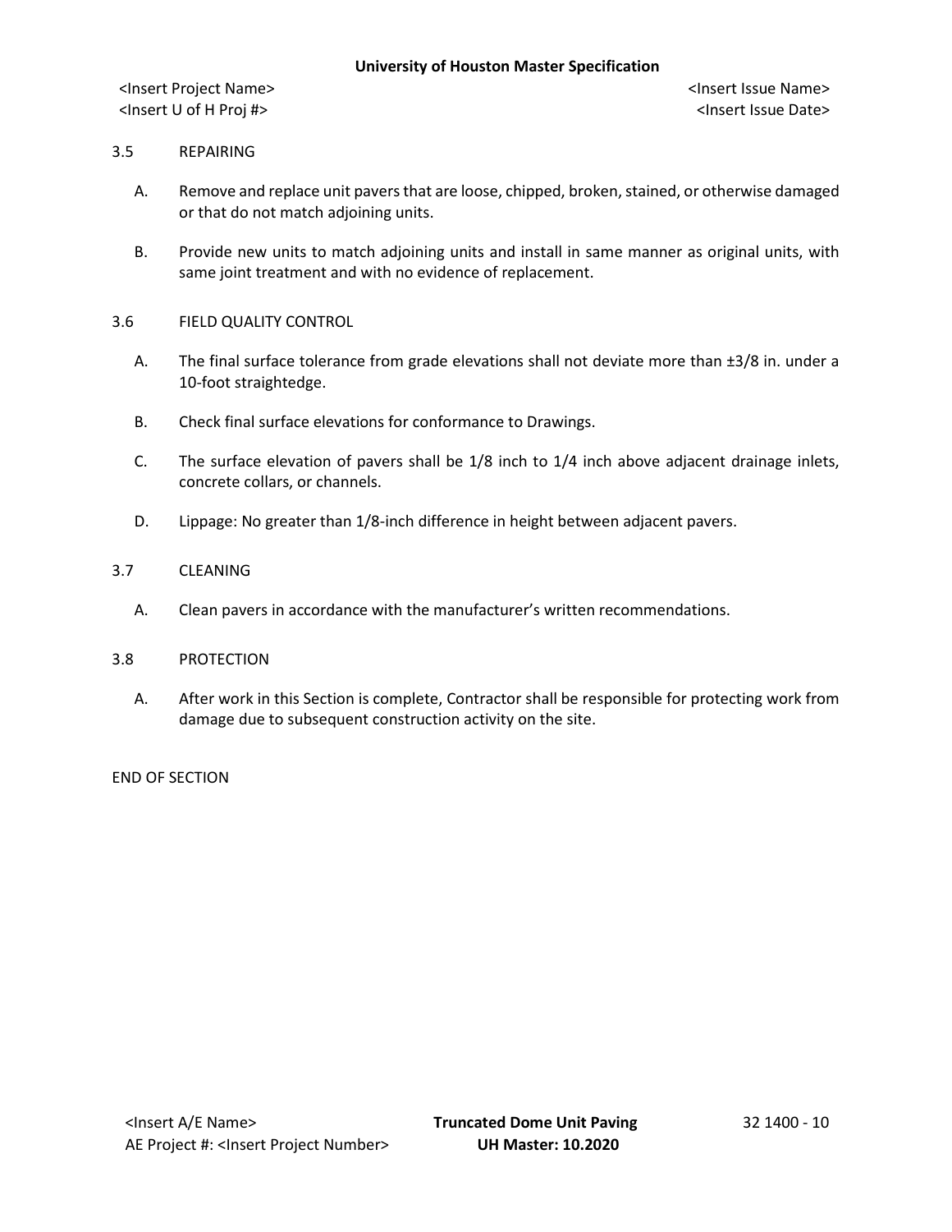## 3.5 REPAIRING

A. Remove and replace unit pavers that are loose, chipped, broken, stained, or otherwise damaged or that do not match adjoining units.

B. Provide new units to match adjoining units and install in same manner as original units, with same joint treatment and with no evidence of replacement.

## 3.6 FIELD QUALITY CONTROL

A. The final surface tolerance from grade elevations shall not deviate more than ±3/8 in. under a 10-foot straightedge.

B. Check final surface elevations for conformance to Drawings.

C. The surface elevation of pavers shall be 1/8 inch to 1/4 inch above adjacent drainage inlets, concrete collars, or channels.

D. Lippage: No greater than 1/8-inch difference in height between adjacent pavers.

## 3.7 CLEANING

A. Clean pavers in accordance with the manufacturer's written recommendations.

## 3.8 PROTECTION

A. After work in this Section is complete, Contractor shall be responsible for protecting work from damage due to subsequent construction activity on the site.

END OF SECTION